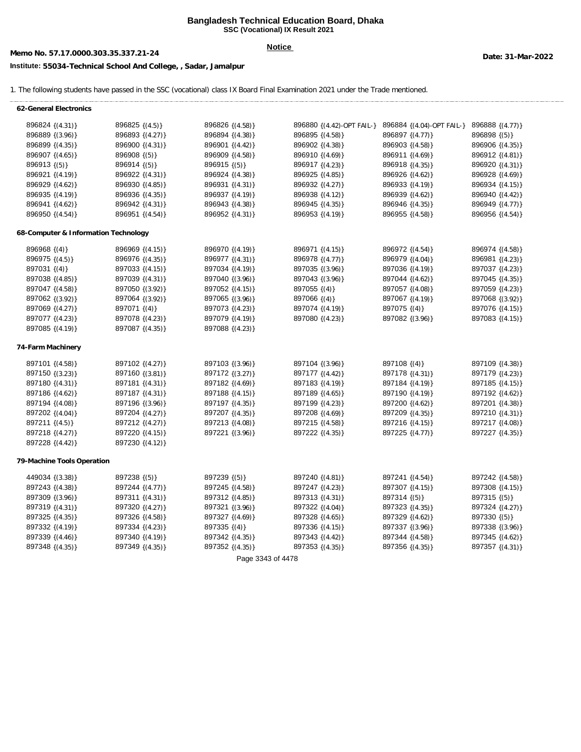**Bangladesh Technical Education Board, Dhaka**
**SSC (Vocational) IX Result 2021**

**Notice**

**Memo No. 57.17.0000.303.35.337.21-24**

**Date: 31-Mar-2022**

**Institute: 55034-Technical School And College, , Sadar, Jamalpur**

1. The following students have passed in the SSC (vocational) class IX Board Final Examination 2021 under the Trade mentioned.

**62-General Electronics**

| | | | | | |
|---|---|---|---|---|---|
| 896824 {(4.31)} | 896825 {(4.5)} | 896826 {(4.58)} | 896880 {(4.42)-OPT FAIL-} | 896884 {(4.04)-OPT FAIL-} | 896888 {(4.77)} |
| 896889 {(3.96)} | 896893 {(4.27)} | 896894 {(4.38)} | 896895 {(4.58)} | 896897 {(4.77)} | 896898 {(5)} |
| 896899 {(4.35)} | 896900 {(4.31)} | 896901 {(4.42)} | 896902 {(4.38)} | 896903 {(4.58)} | 896906 {(4.35)} |
| 896907 {(4.65)} | 896908 {(5)} | 896909 {(4.58)} | 896910 {(4.69)} | 896911 {(4.69)} | 896912 {(4.81)} |
| 896913 {(5)} | 896914 {(5)} | 896915 {(5)} | 896917 {(4.23)} | 896918 {(4.35)} | 896920 {(4.31)} |
| 896921 {(4.19)} | 896922 {(4.31)} | 896924 {(4.38)} | 896925 {(4.85)} | 896926 {(4.62)} | 896928 {(4.69)} |
| 896929 {(4.62)} | 896930 {(4.85)} | 896931 {(4.31)} | 896932 {(4.27)} | 896933 {(4.19)} | 896934 {(4.15)} |
| 896935 {(4.19)} | 896936 {(4.35)} | 896937 {(4.19)} | 896938 {(4.12)} | 896939 {(4.62)} | 896940 {(4.42)} |
| 896941 {(4.62)} | 896942 {(4.31)} | 896943 {(4.38)} | 896945 {(4.35)} | 896946 {(4.35)} | 896949 {(4.77)} |
| 896950 {(4.54)} | 896951 {(4.54)} | 896952 {(4.31)} | 896953 {(4.19)} | 896955 {(4.58)} | 896956 {(4.54)} |

**68-Computer & Information Technology**

| | | | | | |
|---|---|---|---|---|---|
| 896968 {(4)} | 896969 {(4.15)} | 896970 {(4.19)} | 896971 {(4.15)} | 896972 {(4.54)} | 896974 {(4.58)} |
| 896975 {(4.5)} | 896976 {(4.35)} | 896977 {(4.31)} | 896978 {(4.77)} | 896979 {(4.04)} | 896981 {(4.23)} |
| 897031 {(4)} | 897033 {(4.15)} | 897034 {(4.19)} | 897035 {(3.96)} | 897036 {(4.19)} | 897037 {(4.23)} |
| 897038 {(4.85)} | 897039 {(4.31)} | 897040 {(3.96)} | 897043 {(3.96)} | 897044 {(4.62)} | 897045 {(4.35)} |
| 897047 {(4.58)} | 897050 {(3.92)} | 897052 {(4.15)} | 897055 {(4)} | 897057 {(4.08)} | 897059 {(4.23)} |
| 897062 {(3.92)} | 897064 {(3.92)} | 897065 {(3.96)} | 897066 {(4)} | 897067 {(4.19)} | 897068 {(3.92)} |
| 897069 {(4.27)} | 897071 {(4)} | 897073 {(4.23)} | 897074 {(4.19)} | 897075 {(4)} | 897076 {(4.15)} |
| 897077 {(4.23)} | 897078 {(4.23)} | 897079 {(4.19)} | 897080 {(4.23)} | 897082 {(3.96)} | 897083 {(4.15)} |
| 897085 {(4.19)} | 897087 {(4.35)} | 897088 {(4.23)} | | | |

**74-Farm Machinery**

| | | | | | |
|---|---|---|---|---|---|
| 897101 {(4.58)} | 897102 {(4.27)} | 897103 {(3.96)} | 897104 {(3.96)} | 897108 {(4)} | 897109 {(4.38)} |
| 897150 {(3.23)} | 897160 {(3.81)} | 897172 {(3.27)} | 897177 {(4.42)} | 897178 {(4.31)} | 897179 {(4.23)} |
| 897180 {(4.31)} | 897181 {(4.31)} | 897182 {(4.69)} | 897183 {(4.19)} | 897184 {(4.19)} | 897185 {(4.15)} |
| 897186 {(4.62)} | 897187 {(4.31)} | 897188 {(4.15)} | 897189 {(4.65)} | 897190 {(4.19)} | 897192 {(4.62)} |
| 897194 {(4.08)} | 897196 {(3.96)} | 897197 {(4.35)} | 897199 {(4.23)} | 897200 {(4.62)} | 897201 {(4.38)} |
| 897202 {(4.04)} | 897204 {(4.27)} | 897207 {(4.35)} | 897208 {(4.69)} | 897209 {(4.35)} | 897210 {(4.31)} |
| 897211 {(4.5)} | 897212 {(4.27)} | 897213 {(4.08)} | 897215 {(4.58)} | 897216 {(4.15)} | 897217 {(4.08)} |
| 897218 {(4.27)} | 897220 {(4.15)} | 897221 {(3.96)} | 897222 {(4.35)} | 897225 {(4.77)} | 897227 {(4.35)} |
| 897228 {(4.42)} | 897230 {(4.12)} | | | | |

**79-Machine Tools Operation**

| | | | | | |
|---|---|---|---|---|---|
| 449034 {(3.38)} | 897238 {(5)} | 897239 {(5)} | 897240 {(4.81)} | 897241 {(4.54)} | 897242 {(4.58)} |
| 897243 {(4.38)} | 897244 {(4.77)} | 897245 {(4.58)} | 897247 {(4.23)} | 897307 {(4.15)} | 897308 {(4.15)} |
| 897309 {(3.96)} | 897311 {(4.31)} | 897312 {(4.85)} | 897313 {(4.31)} | 897314 {(5)} | 897315 {(5)} |
| 897319 {(4.31)} | 897320 {(4.27)} | 897321 {(3.96)} | 897322 {(4.04)} | 897323 {(4.35)} | 897324 {(4.27)} |
| 897325 {(4.35)} | 897326 {(4.58)} | 897327 {(4.69)} | 897328 {(4.65)} | 897329 {(4.62)} | 897330 {(5)} |
| 897332 {(4.19)} | 897334 {(4.23)} | 897335 {(4)} | 897336 {(4.15)} | 897337 {(3.96)} | 897338 {(3.96)} |
| 897339 {(4.46)} | 897340 {(4.19)} | 897342 {(4.35)} | 897343 {(4.42)} | 897344 {(4.58)} | 897345 {(4.62)} |
| 897348 {(4.35)} | 897349 {(4.35)} | 897352 {(4.35)} | 897353 {(4.35)} | 897356 {(4.35)} | 897357 {(4.31)} |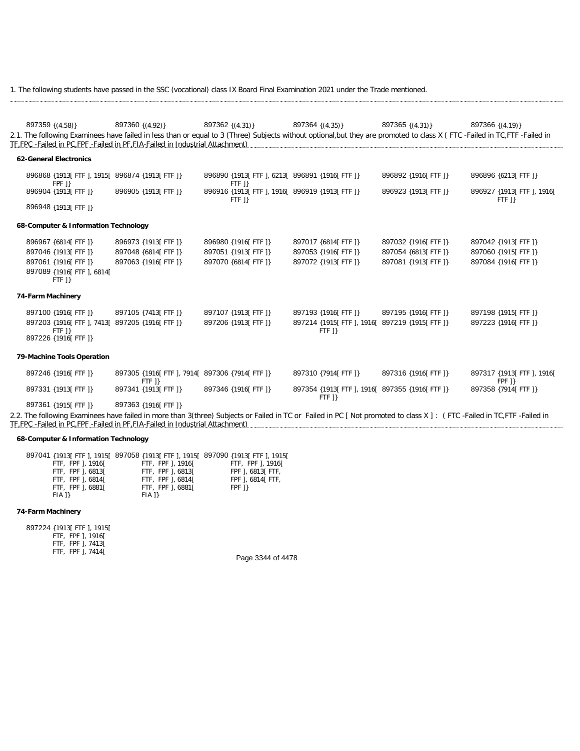1. The following students have passed in the SSC (vocational) class IX Board Final Examination 2021 under the Trade mentioned.

897359 {(4.58)} 897360 {(4.92)} 897362 {(4.31)} 897364 {(4.35)} 897365 {(4.31)} 897366 {(4.19)}

2.1. The following Examinees have failed in less than or equal to 3 (Three) Subjects without optional,but they are promoted to class X ( FTC -Failed in TC,FTF -Failed in TF,FPC -Failed in PC,FPF -Failed in PF,FIA-Failed in Industrial Attachment)

**62-General Electronics**

896868 {1913[ FTF ], 1915[ FPF ]} 896874 {1913[ FTF ]} 896890 {1913[ FTF ], 6213[ FTF ]} 896891 {1916[ FTF ]} 896892 {1916[ FTF ]} 896896 {6213[ FTF ]}
896904 {1913[ FTF ]} 896905 {1913[ FTF ]} 896916 {1913[ FTF ], 1916[ FTF ]} 896919 {1913[ FTF ]} 896923 {1913[ FTF ]} 896927 {1913[ FTF ], 1916[ FTF ]}
896948 {1913[ FTF ]}

**68-Computer & Information Technology**

896967 {6814[ FTF ]} 896973 {1913[ FTF ]} 896980 {1916[ FTF ]} 897017 {6814[ FTF ]} 897032 {1916[ FTF ]} 897042 {1913[ FTF ]}
897046 {1913[ FTF ]} 897048 {6814[ FTF ]} 897051 {1913[ FTF ]} 897053 {1916[ FTF ]} 897054 {6813[ FTF ]} 897060 {1915[ FTF ]}
897061 {1916[ FTF ]} 897063 {1916[ FTF ]} 897070 {6814[ FTF ]} 897072 {1913[ FTF ]} 897081 {1913[ FTF ]} 897084 {1916[ FTF ]}
897089 {1916[ FTF ], 6814[ FTF ]}

**74-Farm Machinery**

897100 {1916[ FTF ]} 897105 {7413[ FTF ]} 897107 {1913[ FTF ]} 897193 {1916[ FTF ]} 897195 {1916[ FTF ]} 897198 {1915[ FTF ]}
897203 {1916[ FTF ], 7413[ FTF ]} 897205 {1916[ FTF ]} 897206 {1913[ FTF ]} 897214 {1915[ FTF ], 1916[ FTF ]} 897219 {1915[ FTF ]} 897223 {1916[ FTF ]}
897226 {1916[ FTF ]}

**79-Machine Tools Operation**

897246 {1916[ FTF ]} 897305 {1916[ FTF ], 7914[ FTF ]} 897306 {7914[ FTF ]} 897310 {7914[ FTF ]} 897316 {1916[ FTF ]} 897317 {1913[ FTF ], 1916[ FPF ]}
897331 {1913[ FTF ]} 897341 {1913[ FTF ]} 897346 {1916[ FTF ]} 897354 {1913[ FTF ], 1916[ FTF ]} 897355 {1916[ FTF ]} 897358 {7914[ FTF ]}
897361 {1915[ FTF ]} 897363 {1916[ FTF ]}

2.2. The following Examinees have failed in more than 3(three) Subjects or Failed in TC or Failed in PC [ Not promoted to class X ] : ( FTC -Failed in TC,FTF -Failed in TF,FPC -Failed in PC,FPF -Failed in PF,FIA-Failed in Industrial Attachment)

**68-Computer & Information Technology**

897041 {1913[ FTF ], 1915[ FTF, FPF ], 1916[ FTF, FPF ], 6813[ FTF, FPF ], 6814[ FTF, FPF ], 6881[ FIA ]} 897058 {1913[ FTF ], 1915[ FTF, FPF ], 1916[ FTF, FPF ], 6813[ FTF, FPF ], 6814[ FTF, FPF ], 6881[ FIA ]} 897090 {1913[ FTF ], 1915[ FTF, FPF ], 1916[ FPF ], 6813[ FTF, FPF ], 6814[ FTF, FPF ]}

**74-Farm Machinery**

897224 {1913[ FTF ], 1915[ FTF, FPF ], 1916[ FTF, FPF ], 7413[ FTF, FPF ], 7414[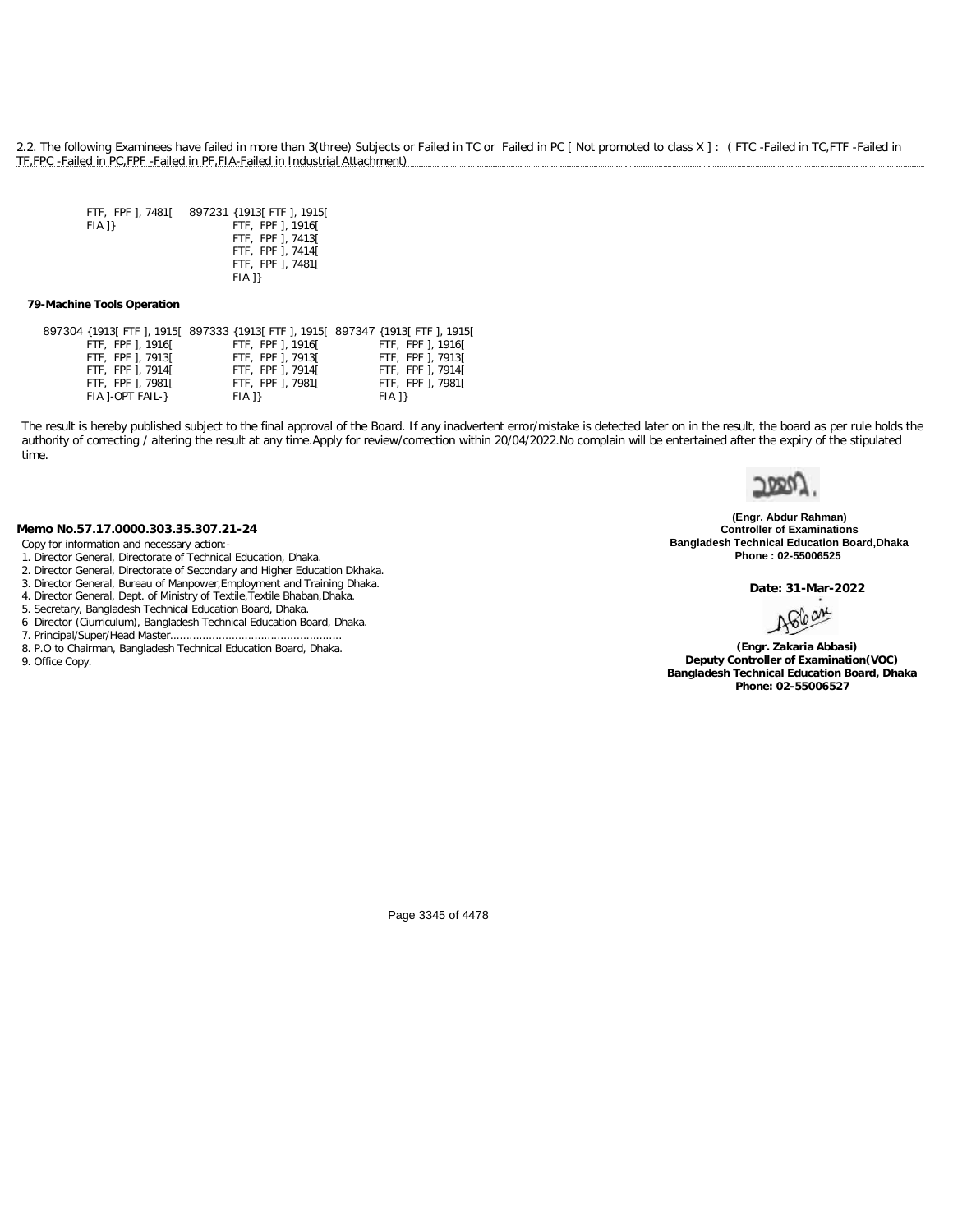2.2. The following Examinees have failed in more than 3(three) Subjects or Failed in TC or Failed in PC [ Not promoted to class X ] : ( FTC -Failed in TC,FTF -Failed in TF,FPC -Failed in PC,FPF -Failed in PF,FIA-Failed in Industrial Attachment)

FTF, FPF ], 7481[ FIA ]}

897231 {1913[ FTF ], 1915[ FTF, FPF ], 1916[ FTF, FPF ], 7413[ FTF, FPF ], 7414[ FTF, FPF ], 7481[ FIA ]}

**79-Machine Tools Operation**

897304 {1913[ FTF ], 1915[ FTF, FPF ], 1916[ FTF, FPF ], 7913[ FTF, FPF ], 7914[ FTF, FPF ], 7981[ FIA ]-OPT FAIL-}

897333 {1913[ FTF ], 1915[ FTF, FPF ], 1916[ FTF, FPF ], 7913[ FTF, FPF ], 7914[ FTF, FPF ], 7981[ FIA ]}

897347 {1913[ FTF ], 1915[ FTF, FPF ], 1916[ FTF, FPF ], 7913[ FTF, FPF ], 7914[ FTF, FPF ], 7981[ FIA ]}

The result is hereby published subject to the final approval of the Board. If any inadvertent error/mistake is detected later on in the result, the board as per rule holds the authority of correcting / altering the result at any time.Apply for review/correction within 20/04/2022.No complain will be entertained after the expiry of the stipulated time.

**(Engr. Abdur Rahman)**
**Controller of Examinations**
**Bangladesh Technical Education Board,Dhaka**
**Phone : 02-55006525**

**Memo No.57.17.0000.303.35.307.21-24**

**Date: 31-Mar-2022**

Copy for information and necessary action:-

1. Director General, Directorate of Technical Education, Dhaka.
2. Director General, Directorate of Secondary and Higher Education Dkhaka.
3. Director General, Bureau of Manpower,Employment and Training Dhaka.
4. Director General, Dept. of Ministry of Textile,Textile Bhaban,Dhaka.
5. Secretary, Bangladesh Technical Education Board, Dhaka.
6 Director (Ciurriculum), Bangladesh Technical Education Board, Dhaka.
7. Principal/Super/Head Master......................................................
8. P.O to Chairman, Bangladesh Technical Education Board, Dhaka.
9. Office Copy.

**(Engr. Zakaria Abbasi)**
**Deputy Controller of Examination(VOC)**
**Bangladesh Technical Education Board, Dhaka**
**Phone: 02-55006527**